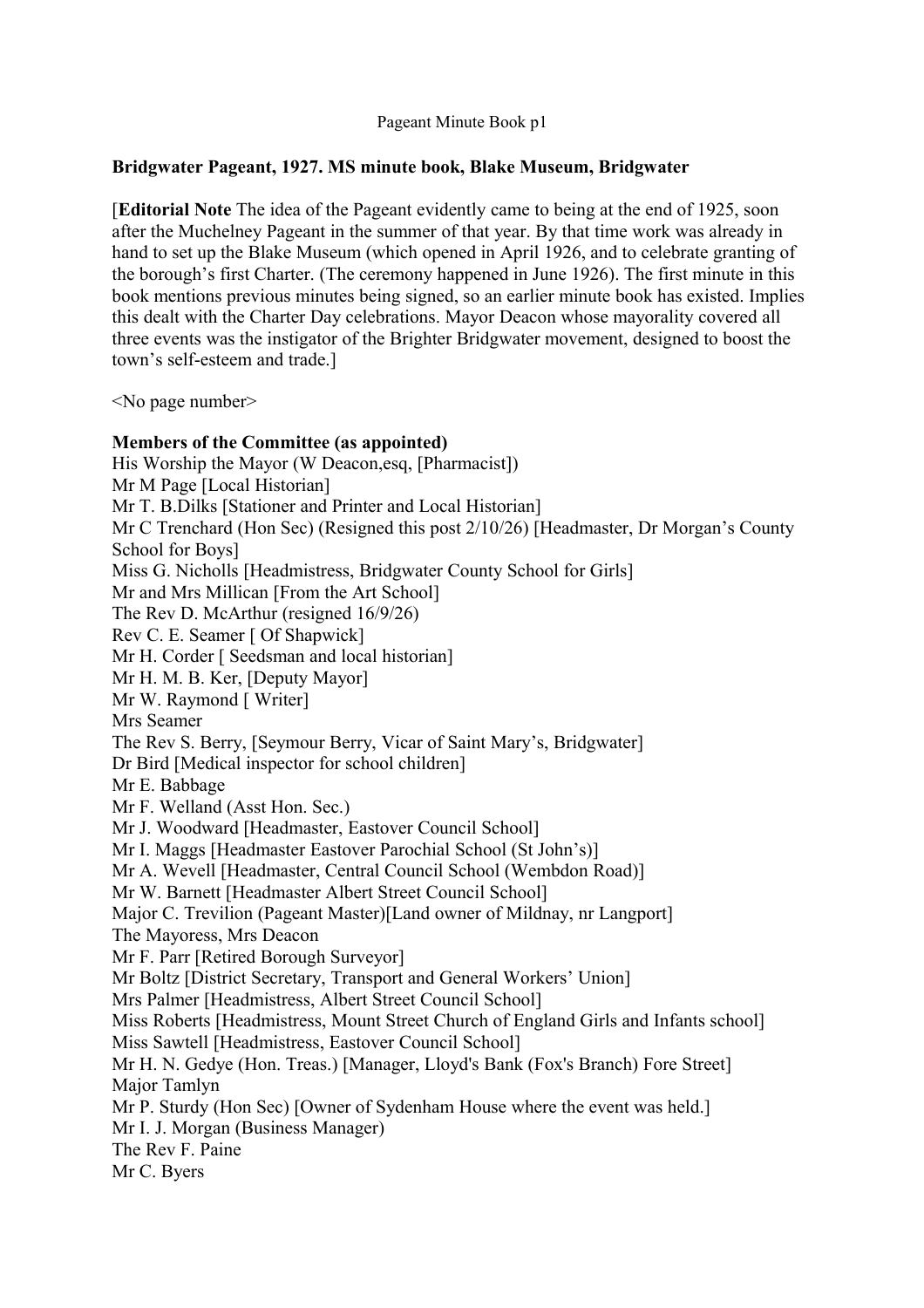# Bridgwater Pageant, 1927. MS minute book, Blake Museum, Bridgwater

[**Editorial Note** The idea of the Pageant evidently came to being at the end of 1925, soon after the Muchelney Pageant in the summer of that year. By that time work was already in hand to set up the Blake Museum (which opened in April 1926, and to celebrate granting of the borough's first Charter. (The ceremony happened in June 1926). The first minute in this book mentions previous minutes being signed, so an earlier minute book has existed. Implies this dealt with the Charter Day celebrations. Mayor Deacon whose mayorality covered all three events was the instigator of the Brighter Bridgwater movement, designed to boost the town's self-esteem and trade.]

<No page number>

**Members of the Committee (as appointed)**

His Worship the Mayor (W Deacon,esq, [Pharmacist])
Mr M Page [Local Historian]
Mr T. B.Dilks [Stationer and Printer and Local Historian]
Mr C Trenchard (Hon Sec) (Resigned this post 2/10/26) [Headmaster, Dr Morgan's County School for Boys]
Miss G. Nicholls [Headmistress, Bridgwater County School for Girls]
Mr and Mrs Millican [From the Art School]
The Rev D. McArthur (resigned 16/9/26)
Rev C. E. Seamer [ Of Shapwick]
Mr H. Corder [ Seedsman and local historian]
Mr H. M. B. Ker, [Deputy Mayor]
Mr W. Raymond [ Writer]
Mrs Seamer
The Rev S. Berry, [Seymour Berry, Vicar of Saint Mary's, Bridgwater]
Dr Bird [Medical inspector for school children]
Mr E. Babbage
Mr F. Welland (Asst Hon. Sec.)
Mr J. Woodward [Headmaster, Eastover Council School]
Mr I. Maggs [Headmaster Eastover Parochial School (St John's)]
Mr A. Wevell [Headmaster, Central Council School (Wembdon Road)]
Mr W. Barnett [Headmaster Albert Street Council School]
Major C. Trevilion (Pageant Master)[Land owner of Mildnay, nr Langport]
The Mayoress, Mrs Deacon
Mr F. Parr [Retired Borough Surveyor]
Mr Boltz [District Secretary, Transport and General Workers' Union]
Mrs Palmer [Headmistress, Albert Street Council School]
Miss Roberts [Headmistress, Mount Street Church of England Girls and Infants school]
Miss Sawtell [Headmistress, Eastover Council School]
Mr H. N. Gedye (Hon. Treas.) [Manager, Lloyd's Bank (Fox's Branch) Fore Street]
Major Tamlyn
Mr P. Sturdy (Hon Sec) [Owner of Sydenham House where the event was held.]
Mr I. J. Morgan (Business Manager)
The Rev F. Paine
Mr C. Byers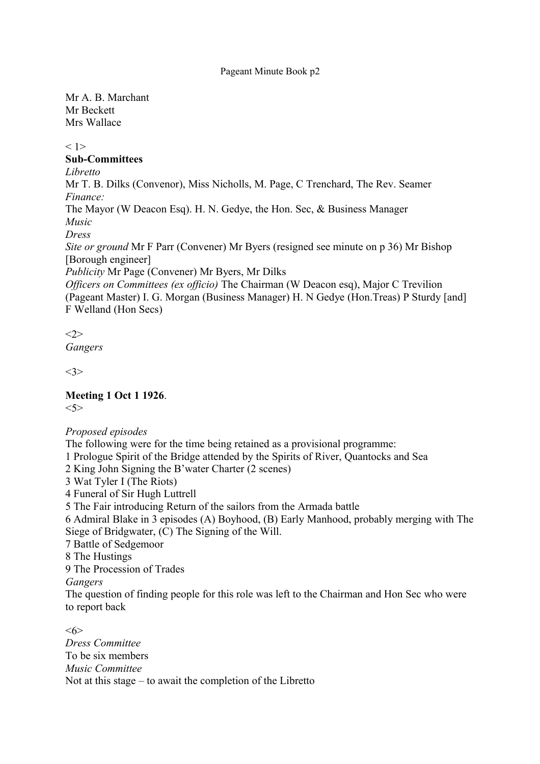Pageant Minute Book p2

Mr A. B. Marchant
Mr Beckett
Mrs Wallace

< 1>

**Sub-Committees**

*Libretto*
Mr T. B. Dilks (Convenor), Miss Nicholls, M. Page, C Trenchard, The Rev. Seamer
*Finance:*
The Mayor (W Deacon Esq). H. N. Gedye, the Hon. Sec, & Business Manager
*Music*
*Dress*
*Site or ground* Mr F Parr (Convener) Mr Byers (resigned see minute on p 36) Mr Bishop [Borough engineer]
*Publicity* Mr Page (Convener) Mr Byers, Mr Dilks
*Officers on Committees (ex officio)* The Chairman (W Deacon esq), Major C Trevilion (Pageant Master) I. G. Morgan (Business Manager) H. N Gedye (Hon.Treas) P Sturdy [and] F Welland (Hon Secs)

<2>
*Gangers*

<3>

**Meeting 1 Oct 1 1926**.
<5>

*Proposed episodes*
The following were for the time being retained as a provisional programme:
1 Prologue Spirit of the Bridge attended by the Spirits of River, Quantocks and Sea
2 King John Signing the B'water Charter (2 scenes)
3 Wat Tyler I (The Riots)
4 Funeral of Sir Hugh Luttrell
5 The Fair introducing Return of the sailors from the Armada battle
6 Admiral Blake in 3 episodes (A) Boyhood, (B) Early Manhood, probably merging with The Siege of Bridgwater, (C) The Signing of the Will.
7 Battle of Sedgemoor
8 The Hustings
9 The Procession of Trades
*Gangers*
The question of finding people for this role was left to the Chairman and Hon Sec who were to report back

<6>
*Dress Committee*
To be six members
*Music Committee*
Not at this stage – to await the completion of the Libretto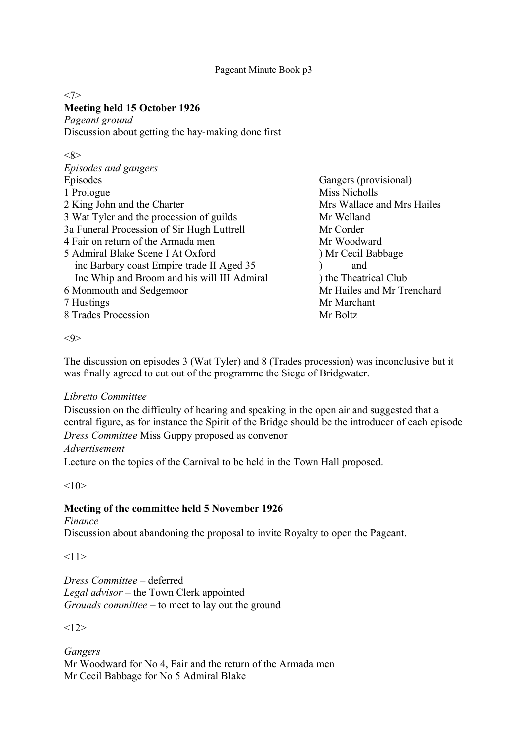Pageant Minute Book p3

<7>

**Meeting held 15 October 1926**

*Pageant ground*

Discussion about getting the hay-making done first

<8>

*Episodes and gangers*

| Episodes | Gangers (provisional) |
|---|---|
| 1 Prologue | Miss Nicholls |
| 2 King John and the Charter | Mrs Wallace and Mrs Hailes |
| 3 Wat Tyler and the procession of guilds | Mr Welland |
| 3a Funeral Procession of Sir Hugh Luttrell | Mr Corder |
| 4 Fair on return of the Armada men | Mr Woodward |
| 5 Admiral Blake Scene I At Oxford | ) Mr Cecil Babbage |
| inc Barbary coast Empire trade II Aged 35 | ) and |
| Inc Whip and Broom and his will III Admiral | ) the Theatrical Club |
| 6 Monmouth and Sedgemoor | Mr Hailes and Mr Trenchard |
| 7 Hustings | Mr Marchant |
| 8 Trades Procession | Mr Boltz |

<9>

The discussion on episodes 3 (Wat Tyler) and 8 (Trades procession) was inconclusive but it was finally agreed to cut out of the programme the Siege of Bridgwater.

*Libretto Committee*

Discussion on the difficulty of hearing and speaking in the open air and suggested that a central figure, as for instance the Spirit of the Bridge should be the introducer of each episode

*Dress Committee* Miss Guppy proposed as convenor

*Advertisement*

Lecture on the topics of the Carnival to be held in the Town Hall proposed.

<10>

**Meeting of the committee held 5 November 1926**

*Finance*

Discussion about abandoning the proposal to invite Royalty to open the Pageant.

<11>

*Dress Committee* – deferred

*Legal advisor* – the Town Clerk appointed

*Grounds committee* – to meet to lay out the ground

<12>

*Gangers*

Mr Woodward for No 4, Fair and the return of the Armada men

Mr Cecil Babbage for No 5 Admiral Blake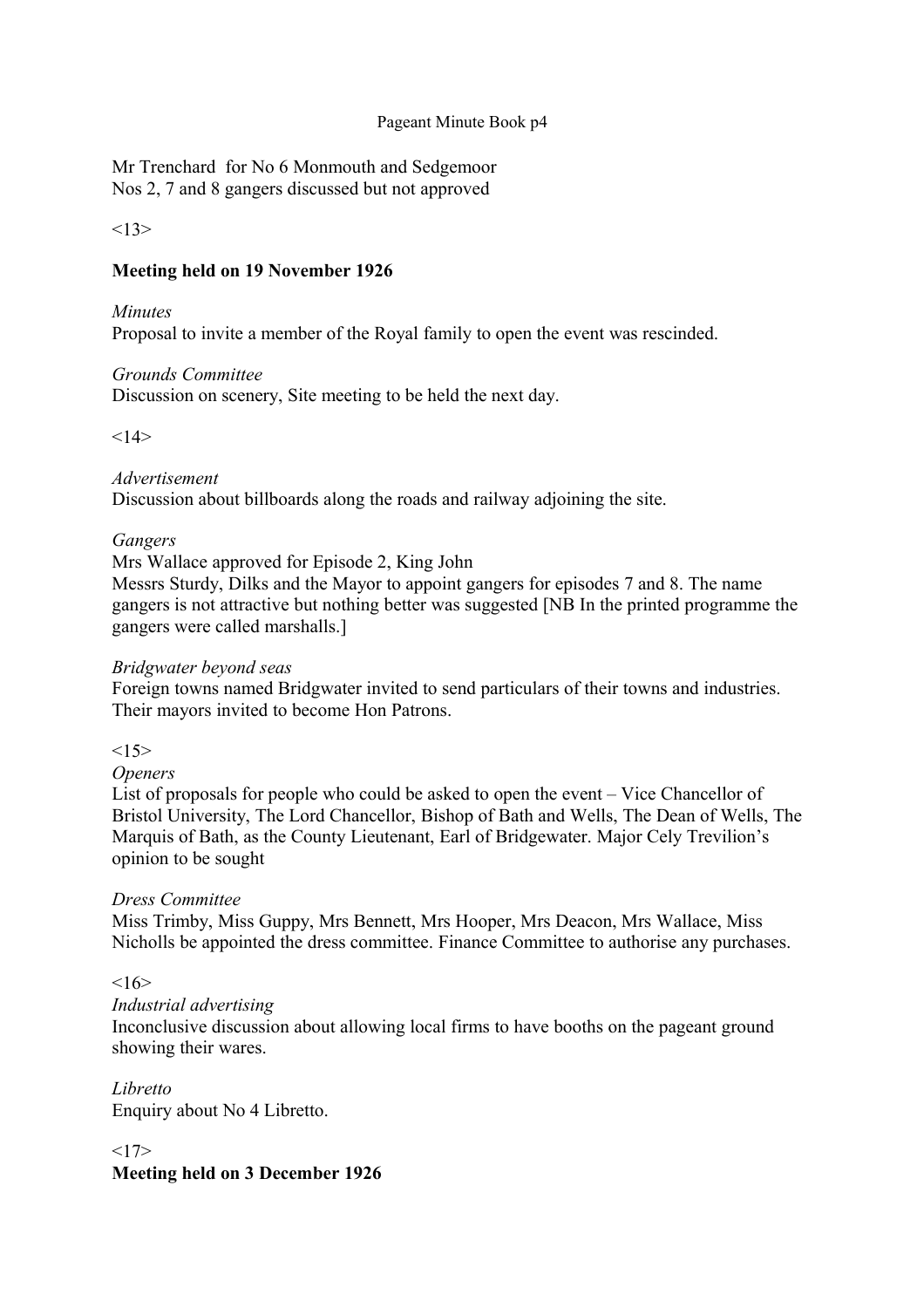Mr Trenchard  for No 6 Monmouth and Sedgemoor
Nos 2, 7 and 8 gangers discussed but not approved

<13>

**Meeting held on 19 November 1926**

*Minutes*
Proposal to invite a member of the Royal family to open the event was rescinded.

*Grounds Committee*
Discussion on scenery, Site meeting to be held the next day.

<14>

*Advertisement*
Discussion about billboards along the roads and railway adjoining the site.

*Gangers*
Mrs Wallace approved for Episode 2, King John
Messrs Sturdy, Dilks and the Mayor to appoint gangers for episodes 7 and 8. The name gangers is not attractive but nothing better was suggested [NB In the printed programme the gangers were called marshalls.]

*Bridgwater beyond seas*
Foreign towns named Bridgwater invited to send particulars of their towns and industries. Their mayors invited to become Hon Patrons.

<15>
*Openers*
List of proposals for people who could be asked to open the event – Vice Chancellor of Bristol University, The Lord Chancellor, Bishop of Bath and Wells, The Dean of Wells, The Marquis of Bath, as the County Lieutenant, Earl of Bridgewater. Major Cely Trevilion's opinion to be sought

*Dress Committee*
Miss Trimby, Miss Guppy, Mrs Bennett, Mrs Hooper, Mrs Deacon, Mrs Wallace, Miss Nicholls be appointed the dress committee. Finance Committee to authorise any purchases.

<16>
*Industrial advertising*
Inconclusive discussion about allowing local firms to have booths on the pageant ground showing their wares.

*Libretto*
Enquiry about No 4 Libretto.

<17>
**Meeting held on 3 December 1926**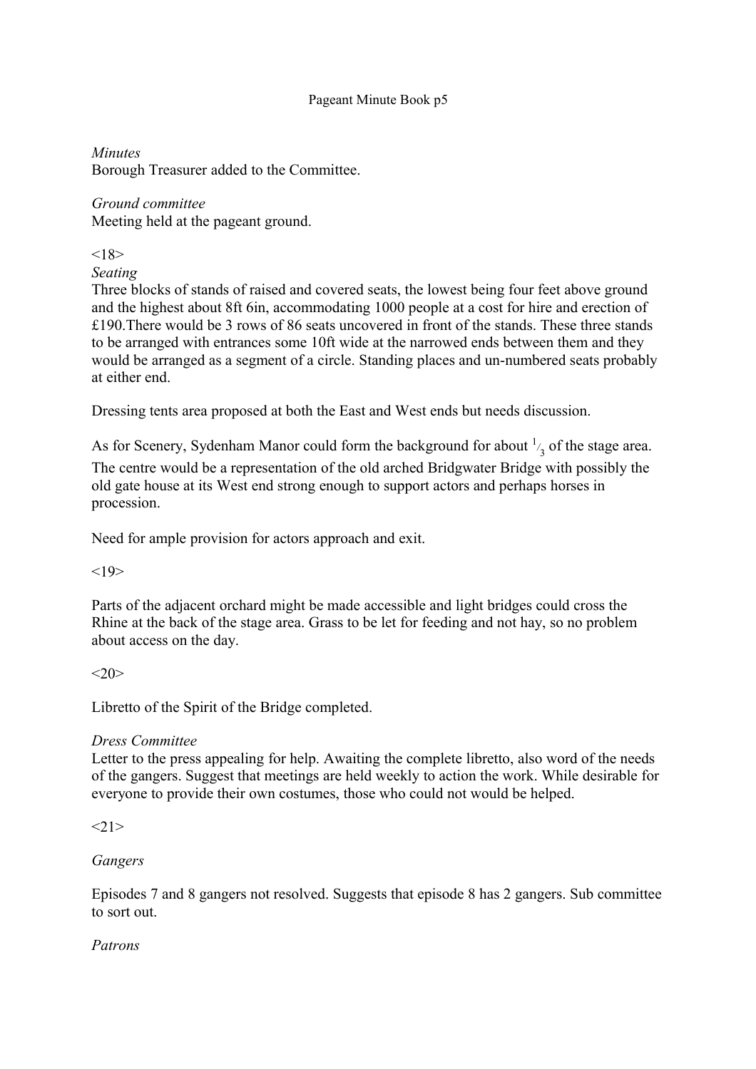Pageant Minute Book p5

*Minutes*
Borough Treasurer added to the Committee.

*Ground committee*
Meeting held at the pageant ground.

<18>
*Seating*
Three blocks of stands of raised and covered seats, the lowest being four feet above ground and the highest about 8ft 6in, accommodating 1000 people at a cost for hire and erection of £190.There would be 3 rows of 86 seats uncovered in front of the stands. These three stands to be arranged with entrances some 10ft wide at the narrowed ends between them and they would be arranged as a segment of a circle. Standing places and un-numbered seats probably at either end.

Dressing tents area proposed at both the East and West ends but needs discussion.

As for Scenery, Sydenham Manor could form the background for about $^{1}/_{3}$ of the stage area. The centre would be a representation of the old arched Bridgwater Bridge with possibly the old gate house at its West end strong enough to support actors and perhaps horses in procession.

Need for ample provision for actors approach and exit.

<19>

Parts of the adjacent orchard might be made accessible and light bridges could cross the Rhine at the back of the stage area. Grass to be let for feeding and not hay, so no problem about access on the day.

<20>

Libretto of the Spirit of the Bridge completed.

*Dress Committee*
Letter to the press appealing for help. Awaiting the complete libretto, also word of the needs of the gangers. Suggest that meetings are held weekly to action the work. While desirable for everyone to provide their own costumes, those who could not would be helped.

<21>

*Gangers*

Episodes 7 and 8 gangers not resolved. Suggests that episode 8 has 2 gangers. Sub committee to sort out.

*Patrons*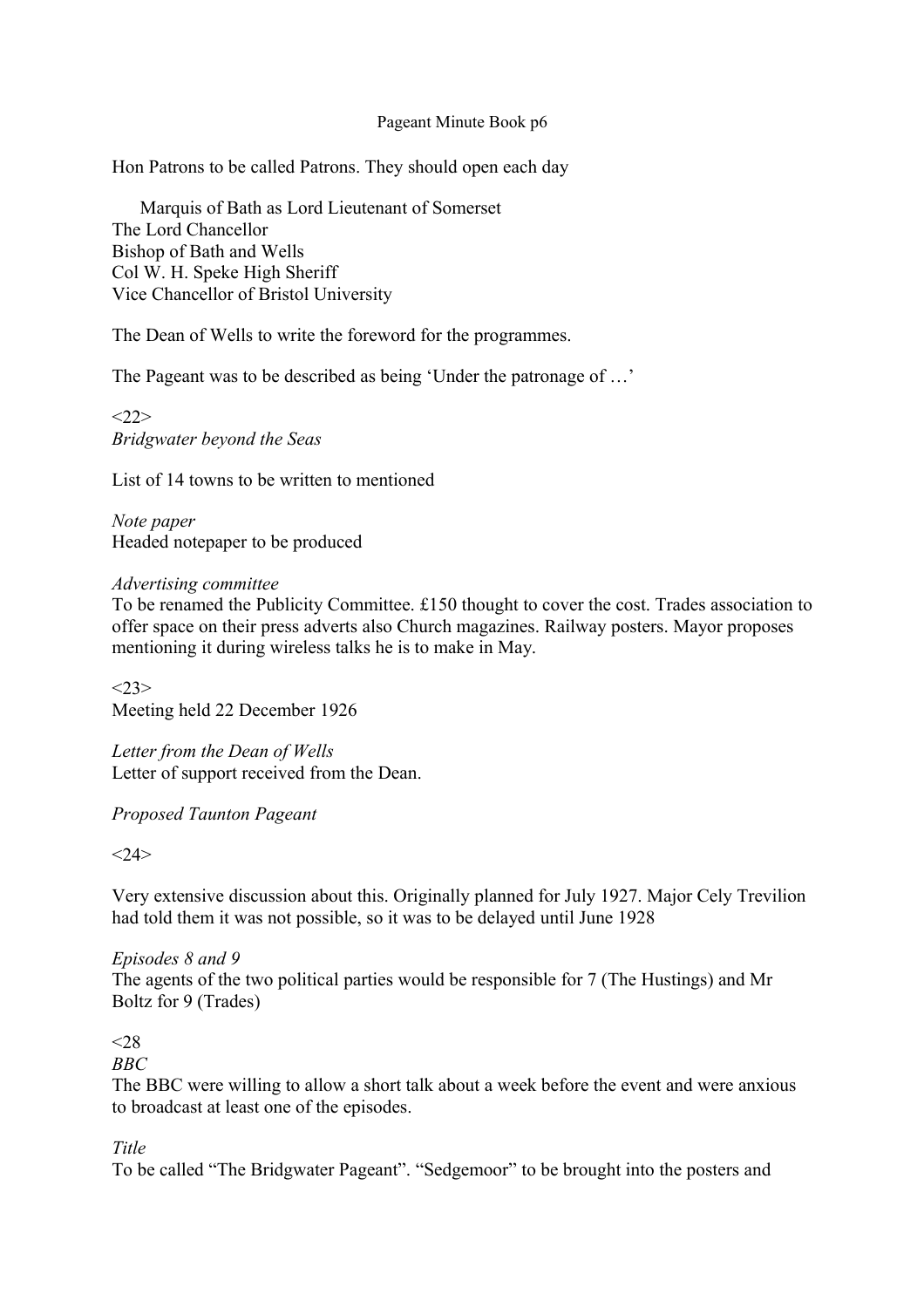Hon Patrons to be called Patrons. They should open each day

Marquis of Bath as Lord Lieutenant of Somerset
The Lord Chancellor
Bishop of Bath and Wells
Col W. H. Speke High Sheriff
Vice Chancellor of Bristol University

The Dean of Wells to write the foreword for the programmes.

The Pageant was to be described as being 'Under the patronage of …'

<22>
*Bridgwater beyond the Seas*

List of 14 towns to be written to mentioned

*Note paper*
Headed notepaper to be produced

*Advertising committee*
To be renamed the Publicity Committee. £150 thought to cover the cost. Trades association to offer space on their press adverts also Church magazines. Railway posters. Mayor proposes mentioning it during wireless talks he is to make in May.

<23>
Meeting held 22 December 1926

*Letter from the Dean of Wells*
Letter of support received from the Dean.

*Proposed Taunton Pageant*

<24>

Very extensive discussion about this. Originally planned for July 1927. Major Cely Trevilion had told them it was not possible, so it was to be delayed until June 1928

*Episodes 8 and 9*
The agents of the two political parties would be responsible for 7 (The Hustings) and Mr Boltz for 9 (Trades)

<28
*BBC*
The BBC were willing to allow a short talk about a week before the event and were anxious to broadcast at least one of the episodes.

*Title*
To be called "The Bridgwater Pageant". "Sedgemoor" to be brought into the posters and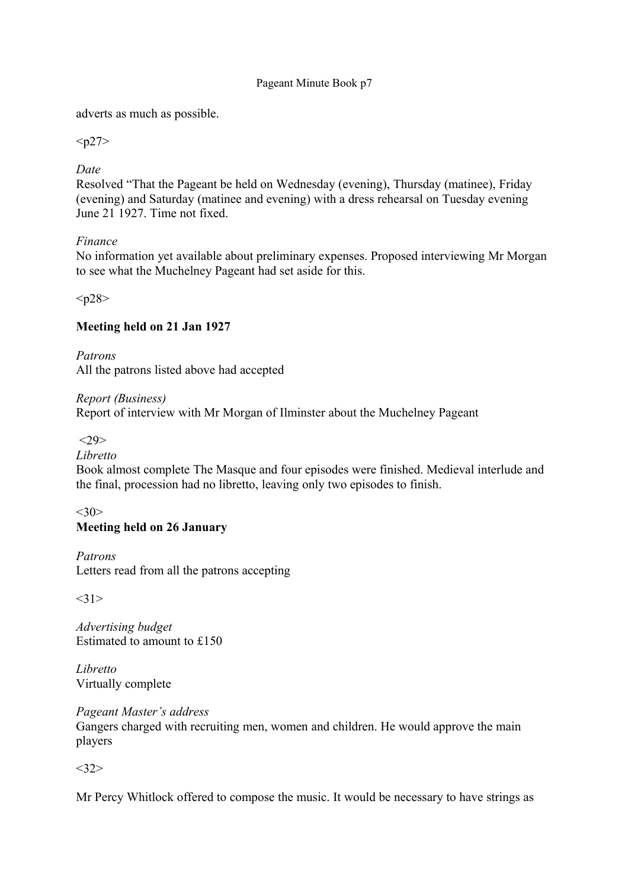adverts as much as possible.

<p27>

*Date*
Resolved "That the Pageant be held on Wednesday (evening), Thursday (matinee), Friday (evening) and Saturday (matinee and evening) with a dress rehearsal on Tuesday evening June 21 1927. Time not fixed.

*Finance*
No information yet available about preliminary expenses. Proposed interviewing Mr Morgan to see what the Muchelney Pageant had set aside for this.

<p28>

**Meeting held on 21 Jan 1927**

*Patrons*
All the patrons listed above had accepted

*Report (Business)*
Report of interview with Mr Morgan of Ilminster about the Muchelney Pageant

<29>

*Libretto*
Book almost complete The Masque and four episodes were finished. Medieval interlude and the final, procession had no libretto, leaving only two episodes to finish.

<30>

**Meeting held on 26 January**

*Patrons*
Letters read from all the patrons accepting

<31>

*Advertising budget*
Estimated to amount to £150

*Libretto*
Virtually complete

*Pageant Master's address*
Gangers charged with recruiting men, women and children. He would approve the main players

<32>

Mr Percy Whitlock offered to compose the music. It would be necessary to have strings as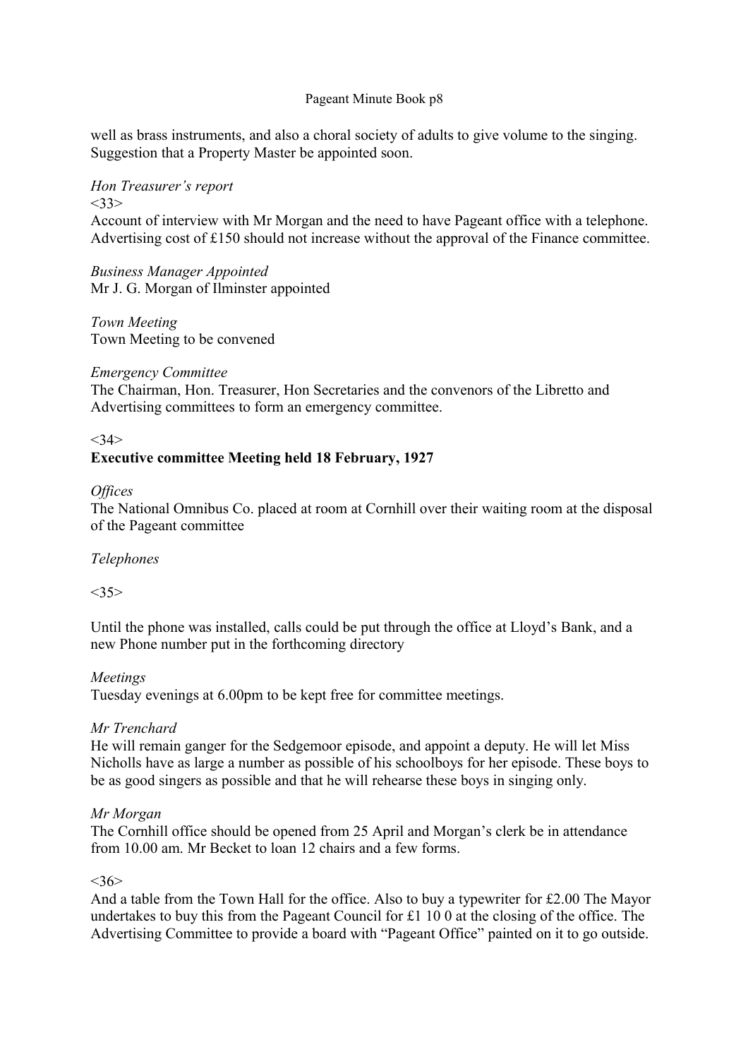well as brass instruments, and also a choral society of adults to give volume to the singing. Suggestion that a Property Master be appointed soon.

*Hon Treasurer's report*
<33>
Account of interview with Mr Morgan and the need to have Pageant office with a telephone. Advertising cost of £150 should not increase without the approval of the Finance committee.

*Business Manager Appointed*
Mr J. G. Morgan of Ilminster appointed

*Town Meeting*
Town Meeting to be convened

*Emergency Committee*
The Chairman, Hon. Treasurer, Hon Secretaries and the convenors of the Libretto and Advertising committees to form an emergency committee.

<34>
**Executive committee Meeting held 18 February, 1927**

*Offices*
The National Omnibus Co. placed at room at Cornhill over their waiting room at the disposal of the Pageant committee

*Telephones*

<35>

Until the phone was installed, calls could be put through the office at Lloyd's Bank, and a new Phone number put in the forthcoming directory

*Meetings*
Tuesday evenings at 6.00pm to be kept free for committee meetings.

*Mr Trenchard*
He will remain ganger for the Sedgemoor episode, and appoint a deputy. He will let Miss Nicholls have as large a number as possible of his schoolboys for her episode. These boys to be as good singers as possible and that he will rehearse these boys in singing only.

*Mr Morgan*
The Cornhill office should be opened from 25 April and Morgan's clerk be in attendance from 10.00 am. Mr Becket to loan 12 chairs and a few forms.

<36>
And a table from the Town Hall for the office. Also to buy a typewriter for £2.00 The Mayor undertakes to buy this from the Pageant Council for £1 10 0 at the closing of the office. The Advertising Committee to provide a board with "Pageant Office" painted on it to go outside.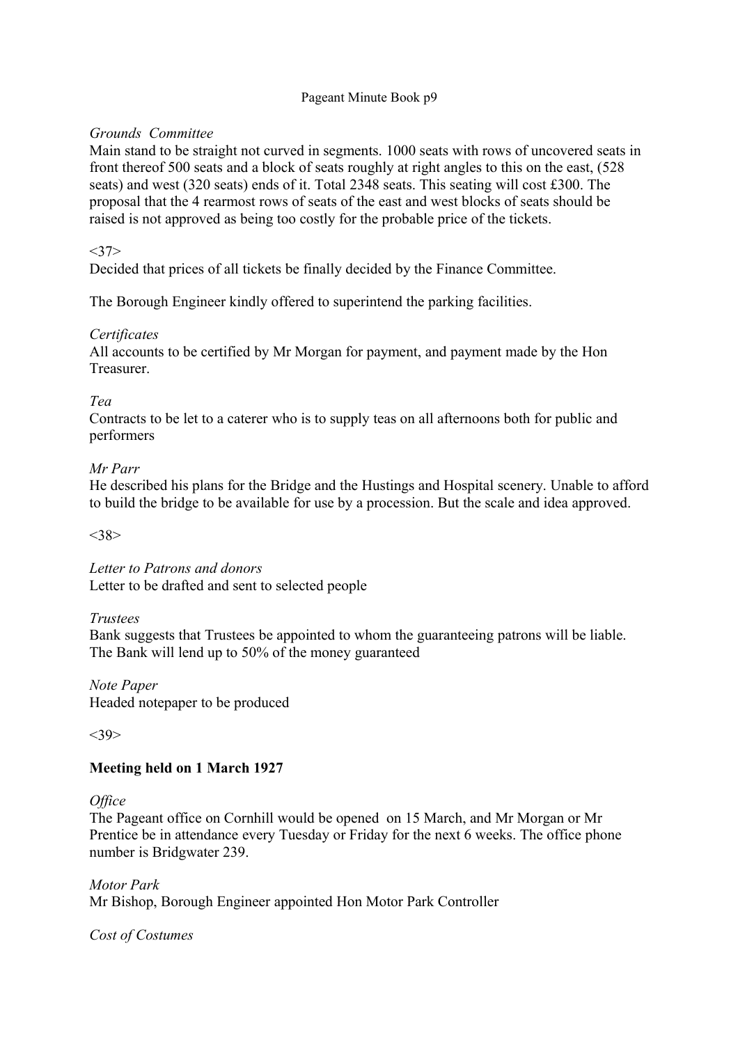Pageant Minute Book p9

*Grounds Committee*

Main stand to be straight not curved in segments. 1000 seats with rows of uncovered seats in front thereof 500 seats and a block of seats roughly at right angles to this on the east, (528 seats) and west (320 seats) ends of it. Total 2348 seats. This seating will cost £300. The proposal that the 4 rearmost rows of seats of the east and west blocks of seats should be raised is not approved as being too costly for the probable price of the tickets.

<37>

Decided that prices of all tickets be finally decided by the Finance Committee.

The Borough Engineer kindly offered to superintend the parking facilities.

*Certificates*

All accounts to be certified by Mr Morgan for payment, and payment made by the Hon Treasurer.

*Tea*

Contracts to be let to a caterer who is to supply teas on all afternoons both for public and performers

*Mr Parr*

He described his plans for the Bridge and the Hustings and Hospital scenery. Unable to afford to build the bridge to be available for use by a procession. But the scale and idea approved.

<38>

*Letter to Patrons and donors*

Letter to be drafted and sent to selected people

*Trustees*

Bank suggests that Trustees be appointed to whom the guaranteeing patrons will be liable. The Bank will lend up to 50% of the money guaranteed

*Note Paper*

Headed notepaper to be produced

<39>

**Meeting held on 1 March 1927**

*Office*

The Pageant office on Cornhill would be opened on 15 March, and Mr Morgan or Mr Prentice be in attendance every Tuesday or Friday for the next 6 weeks. The office phone number is Bridgwater 239.

*Motor Park*

Mr Bishop, Borough Engineer appointed Hon Motor Park Controller

*Cost of Costumes*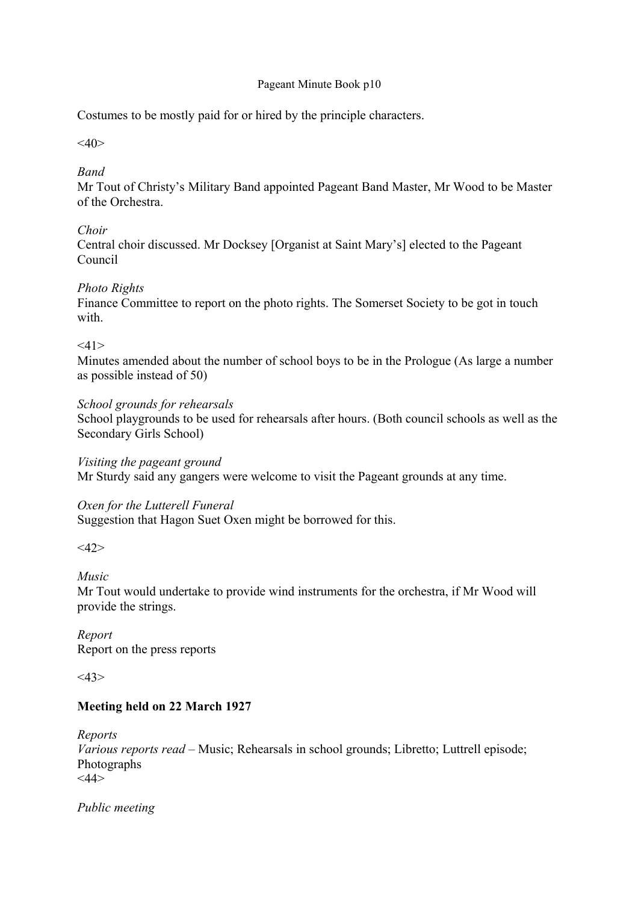Costumes to be mostly paid for or hired by the principle characters.

<40>

*Band*
Mr Tout of Christy's Military Band appointed Pageant Band Master, Mr Wood to be Master of the Orchestra.

*Choir*
Central choir discussed. Mr Docksey [Organist at Saint Mary's] elected to the Pageant Council

*Photo Rights*
Finance Committee to report on the photo rights. The Somerset Society to be got in touch with.

<41>
Minutes amended about the number of school boys to be in the Prologue (As large a number as possible instead of 50)

*School grounds for rehearsals*
School playgrounds to be used for rehearsals after hours. (Both council schools as well as the Secondary Girls School)

*Visiting the pageant ground*
Mr Sturdy said any gangers were welcome to visit the Pageant grounds at any time.

*Oxen for the Lutterell Funeral*
Suggestion that Hagon Suet Oxen might be borrowed for this.

<42>

*Music*
Mr Tout would undertake to provide wind instruments for the orchestra, if Mr Wood will provide the strings.

*Report*
Report on the press reports

<43>

**Meeting held on 22 March 1927**

*Reports*
*Various reports read* – Music; Rehearsals in school grounds; Libretto; Luttrell episode; Photographs
<44>

*Public meeting*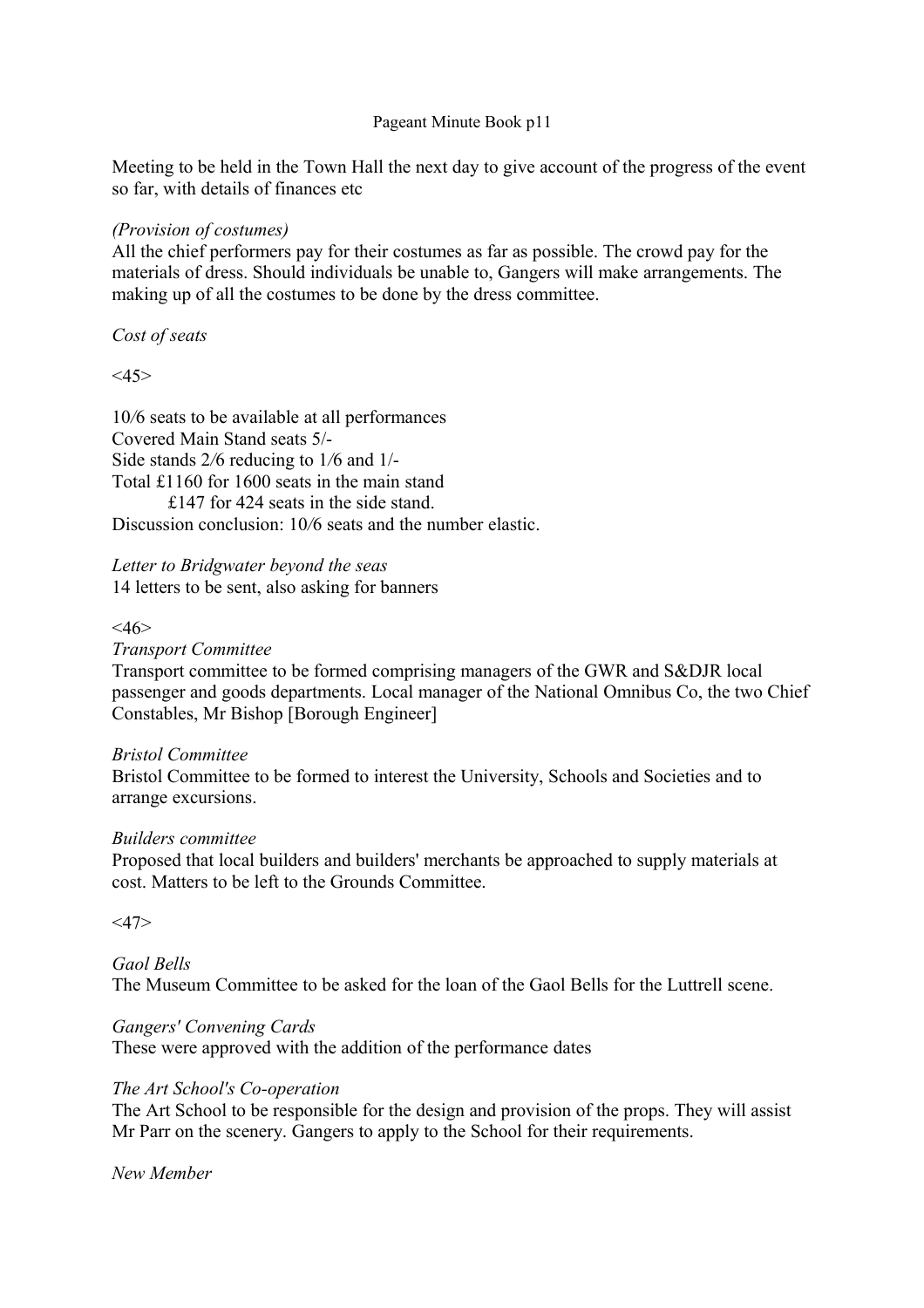Pageant Minute Book p11

Meeting to be held in the Town Hall the next day to give account of the progress of the event so far, with details of finances etc

*(Provision of costumes)*
All the chief performers pay for their costumes as far as possible. The crowd pay for the materials of dress. Should individuals be unable to, Gangers will make arrangements. The making up of all the costumes to be done by the dress committee.

*Cost of seats*

<45>

10/6 seats to be available at all performances
Covered Main Stand seats 5/-
Side stands 2/6 reducing to 1/6 and 1/-
Total £1160 for 1600 seats in the main stand
£147 for 424 seats in the side stand.
Discussion conclusion: 10/6 seats and the number elastic.

*Letter to Bridgwater beyond the seas*
14 letters to be sent, also asking for banners

<46>

*Transport Committee*
Transport committee to be formed comprising managers of the GWR and S&DJR local passenger and goods departments. Local manager of the National Omnibus Co, the two Chief Constables, Mr Bishop [Borough Engineer]

*Bristol Committee*
Bristol Committee to be formed to interest the University, Schools and Societies and to arrange excursions.

*Builders committee*
Proposed that local builders and builders' merchants be approached to supply materials at cost. Matters to be left to the Grounds Committee.

<47>

*Gaol Bells*
The Museum Committee to be asked for the loan of the Gaol Bells for the Luttrell scene.

*Gangers' Convening Cards*
These were approved with the addition of the performance dates

*The Art School's Co-operation*
The Art School to be responsible for the design and provision of the props. They will assist Mr Parr on the scenery. Gangers to apply to the School for their requirements.

*New Member*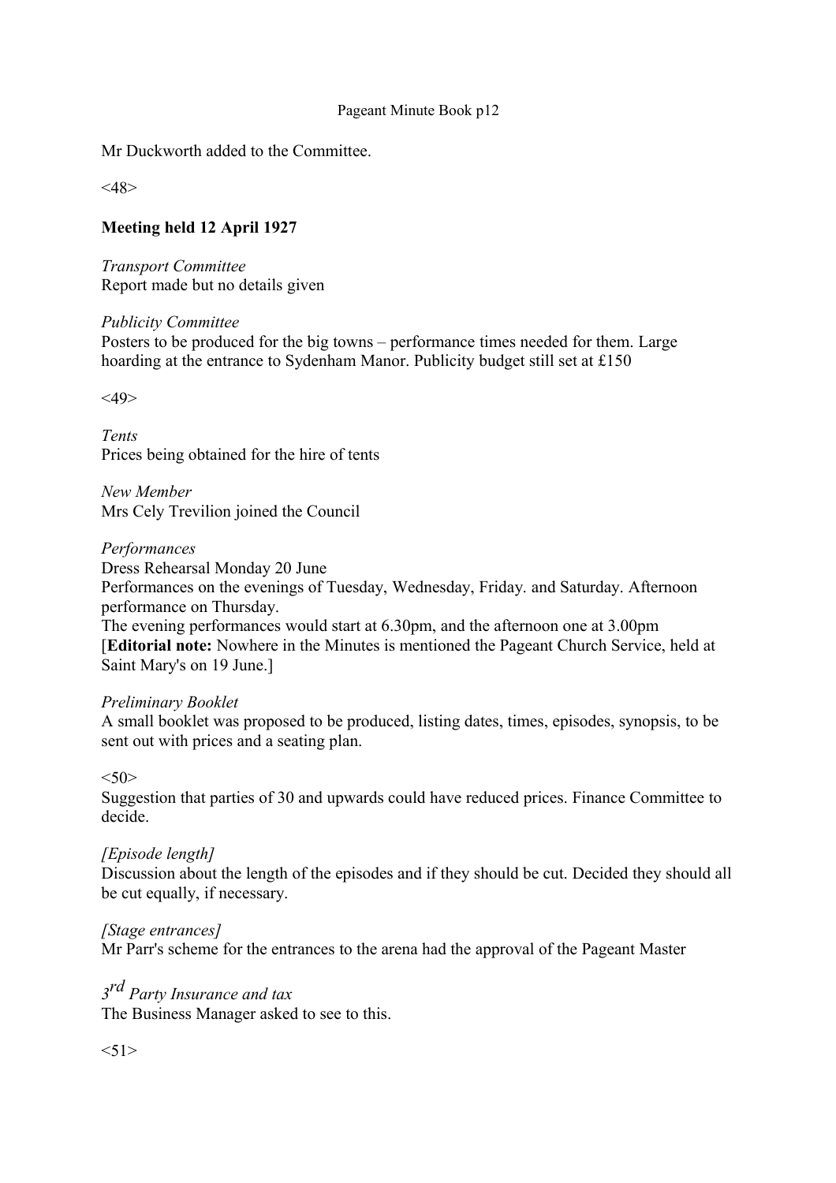Mr Duckworth added to the Committee.

<48>

**Meeting held 12 April 1927**

*Transport Committee*
Report made but no details given

*Publicity Committee*
Posters to be produced for the big towns – performance times needed for them. Large hoarding at the entrance to Sydenham Manor. Publicity budget still set at £150

<49>

*Tents*
Prices being obtained for the hire of tents

*New Member*
Mrs Cely Trevilion joined the Council

*Performances*
Dress Rehearsal Monday 20 June
Performances on the evenings of Tuesday, Wednesday, Friday. and Saturday. Afternoon performance on Thursday.
The evening performances would start at 6.30pm, and the afternoon one at 3.00pm
[**Editorial note:** Nowhere in the Minutes is mentioned the Pageant Church Service, held at Saint Mary's on 19 June.]

*Preliminary Booklet*
A small booklet was proposed to be produced, listing dates, times, episodes, synopsis, to be sent out with prices and a seating plan.

<50>
Suggestion that parties of 30 and upwards could have reduced prices. Finance Committee to decide.

*[Episode length]*
Discussion about the length of the episodes and if they should be cut. Decided they should all be cut equally, if necessary.

*[Stage entrances]*
Mr Parr's scheme for the entrances to the arena had the approval of the Pageant Master

*3rd Party Insurance and tax*
The Business Manager asked to see to this.

<51>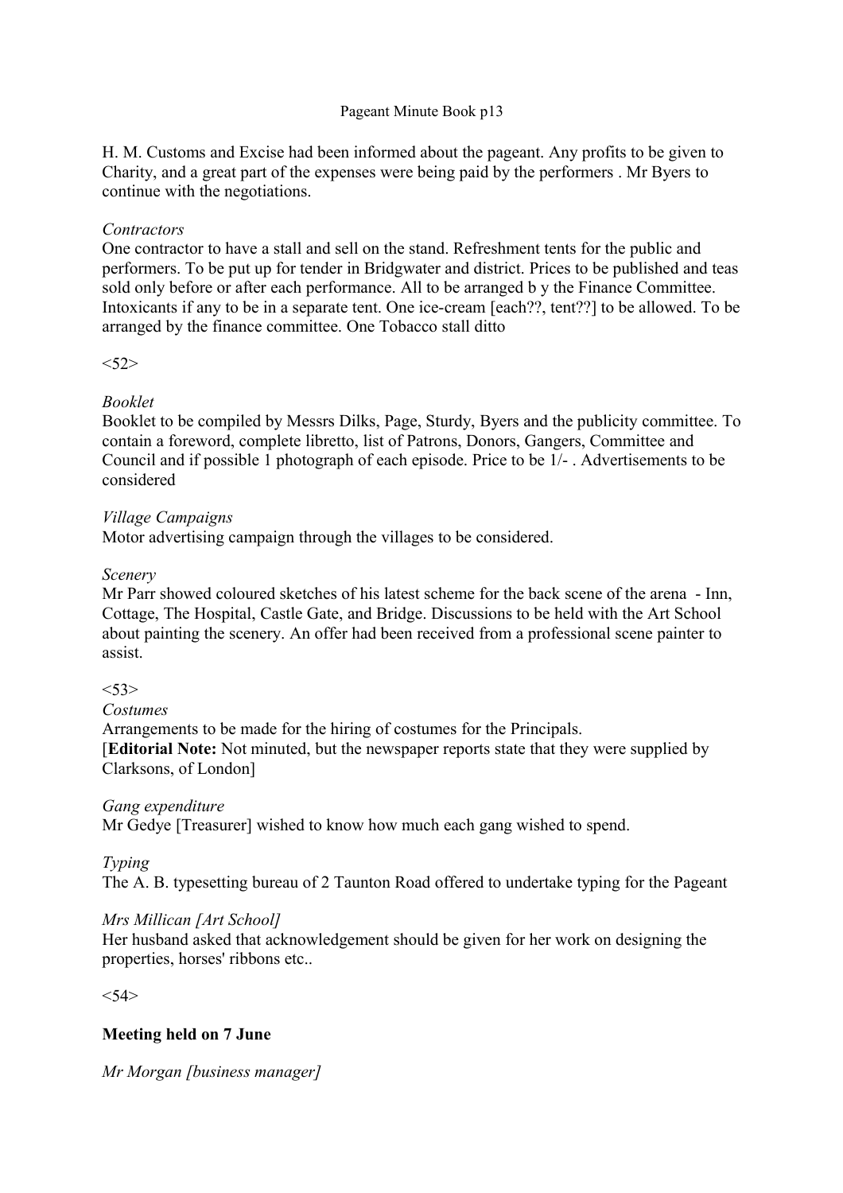H. M. Customs and Excise had been informed about the pageant. Any profits to be given to Charity, and a great part of the expenses were being paid by the performers . Mr Byers to continue with the negotiations.

*Contractors*

One contractor to have a stall and sell on the stand. Refreshment tents for the public and performers. To be put up for tender in Bridgwater and district. Prices to be published and teas sold only before or after each performance. All to be arranged b y the Finance Committee. Intoxicants if any to be in a separate tent. One ice-cream [each??, tent??] to be allowed. To be arranged by the finance committee. One Tobacco stall ditto

<52>

*Booklet*

Booklet to be compiled by Messrs Dilks, Page, Sturdy, Byers and the publicity committee. To contain a foreword, complete libretto, list of Patrons, Donors, Gangers, Committee and Council and if possible 1 photograph of each episode. Price to be 1/- . Advertisements to be considered

*Village Campaigns*

Motor advertising campaign through the villages to be considered.

*Scenery*

Mr Parr showed coloured sketches of his latest scheme for the back scene of the arena - Inn, Cottage, The Hospital, Castle Gate, and Bridge. Discussions to be held with the Art School about painting the scenery. An offer had been received from a professional scene painter to assist.

<53>

*Costumes*

Arrangements to be made for the hiring of costumes for the Principals.
[**Editorial Note:** Not minuted, but the newspaper reports state that they were supplied by Clarksons, of London]

*Gang expenditure*

Mr Gedye [Treasurer] wished to know how much each gang wished to spend.

*Typing*

The A. B. typesetting bureau of 2 Taunton Road offered to undertake typing for the Pageant

*Mrs Millican [Art School]*

Her husband asked that acknowledgement should be given for her work on designing the properties, horses' ribbons etc..

<54>

**Meeting held on 7 June**

*Mr Morgan [business manager]*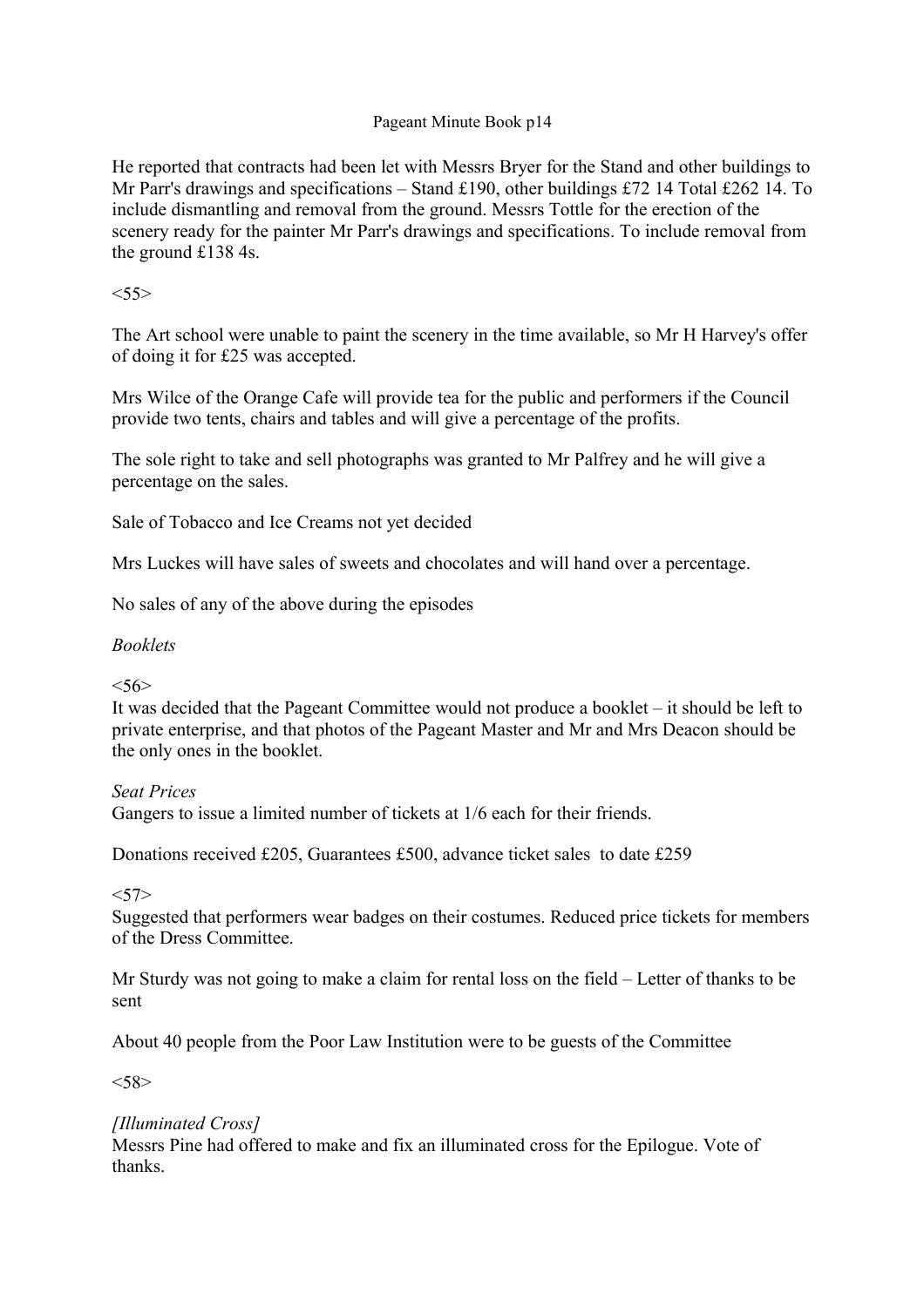Pageant Minute Book p14

He reported that contracts had been let with Messrs Bryer for the Stand and other buildings to Mr Parr's drawings and specifications – Stand £190, other buildings £72 14 Total £262 14. To include dismantling and removal from the ground. Messrs Tottle for the erection of the scenery ready for the painter Mr Parr's drawings and specifications. To include removal from the ground £138 4s.

<55>

The Art school were unable to paint the scenery in the time available, so Mr H Harvey's offer of doing it for £25 was accepted.

Mrs Wilce of the Orange Cafe will provide tea for the public and performers if the Council provide two tents, chairs and tables and will give a percentage of the profits.

The sole right to take and sell photographs was granted to Mr Palfrey and he will give a percentage on the sales.

Sale of Tobacco and Ice Creams not yet decided

Mrs Luckes will have sales of sweets and chocolates and will hand over a percentage.

No sales of any of the above during the episodes

*Booklets*

<56>
It was decided that the Pageant Committee would not produce a booklet – it should be left to private enterprise, and that photos of the Pageant Master and Mr and Mrs Deacon should be the only ones in the booklet.

*Seat Prices*
Gangers to issue a limited number of tickets at 1/6 each for their friends.

Donations received £205, Guarantees £500, advance ticket sales to date £259

<57>
Suggested that performers wear badges on their costumes. Reduced price tickets for members of the Dress Committee.

Mr Sturdy was not going to make a claim for rental loss on the field – Letter of thanks to be sent

About 40 people from the Poor Law Institution were to be guests of the Committee

<58>

*[Illuminated Cross]*
Messrs Pine had offered to make and fix an illuminated cross for the Epilogue. Vote of thanks.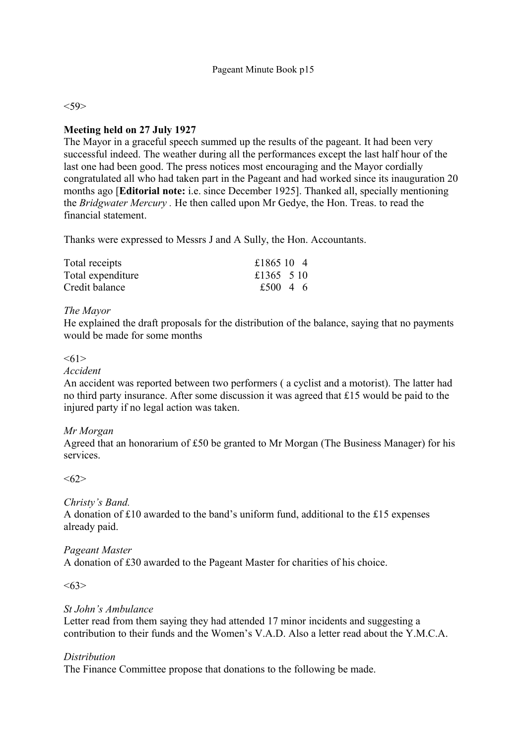Pageant Minute Book p15

<59>

**Meeting held on 27 July 1927**

The Mayor in a graceful speech summed up the results of the pageant. It had been very successful indeed. The weather during all the performances except the last half hour of the last one had been good. The press notices most encouraging and the Mayor cordially congratulated all who had taken part in the Pageant and had worked since its inauguration 20 months ago [**Editorial note:** i.e. since December 1925]. Thanked all, specially mentioning the *Bridgwater Mercury* . He then called upon Mr Gedye, the Hon. Treas. to read the financial statement.

Thanks were expressed to Messrs J and A Sully, the Hon. Accountants.

| | |
|---|---|
| Total receipts | £1865 10 4 |
| Total expenditure | £1365 5 10 |
| Credit balance | £500 4 6 |

*The Mayor*

He explained the draft proposals for the distribution of the balance, saying that no payments would be made for some months

<61>

*Accident*

An accident was reported between two performers ( a cyclist and a motorist). The latter had no third party insurance. After some discussion it was agreed that £15 would be paid to the injured party if no legal action was taken.

*Mr Morgan*

Agreed that an honorarium of £50 be granted to Mr Morgan (The Business Manager) for his services.

<62>

*Christy's Band.*

A donation of £10 awarded to the band's uniform fund, additional to the £15 expenses already paid.

*Pageant Master*

A donation of £30 awarded to the Pageant Master for charities of his choice.

<63>

*St John's Ambulance*

Letter read from them saying they had attended 17 minor incidents and suggesting a contribution to their funds and the Women's V.A.D. Also a letter read about the Y.M.C.A.

*Distribution*

The Finance Committee propose that donations to the following be made.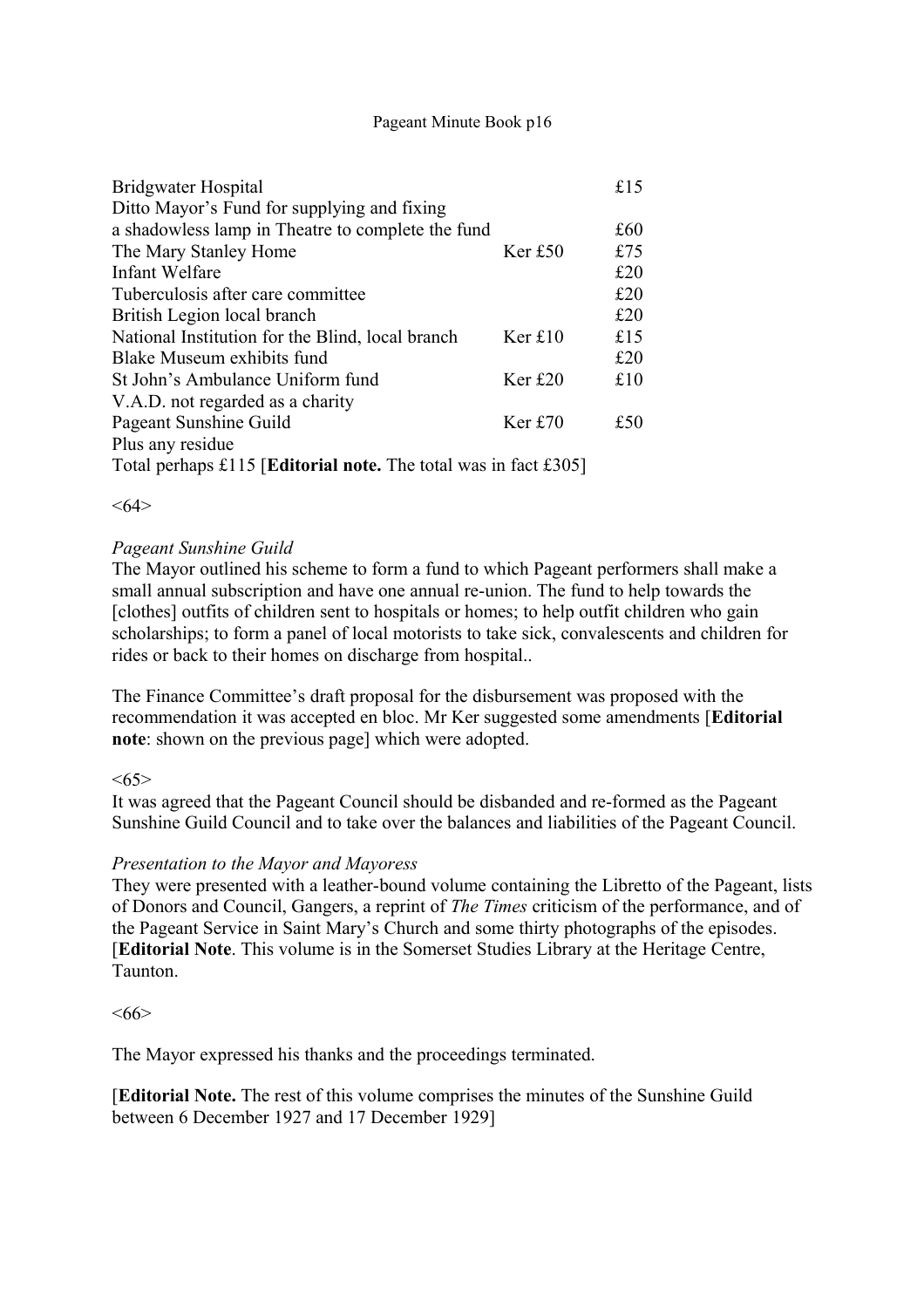Pageant Minute Book p16

| | | |
|---|---|---|
| Bridgwater Hospital | | £15 |
| Ditto Mayor's Fund for supplying and fixing a shadowless lamp in Theatre to complete the fund | | £60 |
| The Mary Stanley Home | Ker £50 | £75 |
| Infant Welfare | | £20 |
| Tuberculosis after care committee | | £20 |
| British Legion local branch | | £20 |
| National Institution for the Blind, local branch | Ker £10 | £15 |
| Blake Museum exhibits fund | | £20 |
| St John's Ambulance Uniform fund | Ker £20 | £10 |
| V.A.D. not regarded as a charity | | |
| Pageant Sunshine Guild | Ker £70 | £50 |
| Plus any residue | | |

Total perhaps £115 [**Editorial note.** The total was in fact £305]

<64>

*Pageant Sunshine Guild*

The Mayor outlined his scheme to form a fund to which Pageant performers shall make a small annual subscription and have one annual re-union. The fund to help towards the [clothes] outfits of children sent to hospitals or homes; to help outfit children who gain scholarships; to form a panel of local motorists to take sick, convalescents and children for rides or back to their homes on discharge from hospital..

The Finance Committee's draft proposal for the disbursement was proposed with the recommendation it was accepted en bloc. Mr Ker suggested some amendments [**Editorial note**: shown on the previous page] which were adopted.

<65>

It was agreed that the Pageant Council should be disbanded and re-formed as the Pageant Sunshine Guild Council and to take over the balances and liabilities of the Pageant Council.

*Presentation to the Mayor and Mayoress*

They were presented with a leather-bound volume containing the Libretto of the Pageant, lists of Donors and Council, Gangers, a reprint of *The Times* criticism of the performance, and of the Pageant Service in Saint Mary's Church and some thirty photographs of the episodes. [**Editorial Note**. This volume is in the Somerset Studies Library at the Heritage Centre, Taunton.

<66>

The Mayor expressed his thanks and the proceedings terminated.

[**Editorial Note.** The rest of this volume comprises the minutes of the Sunshine Guild between 6 December 1927 and 17 December 1929]